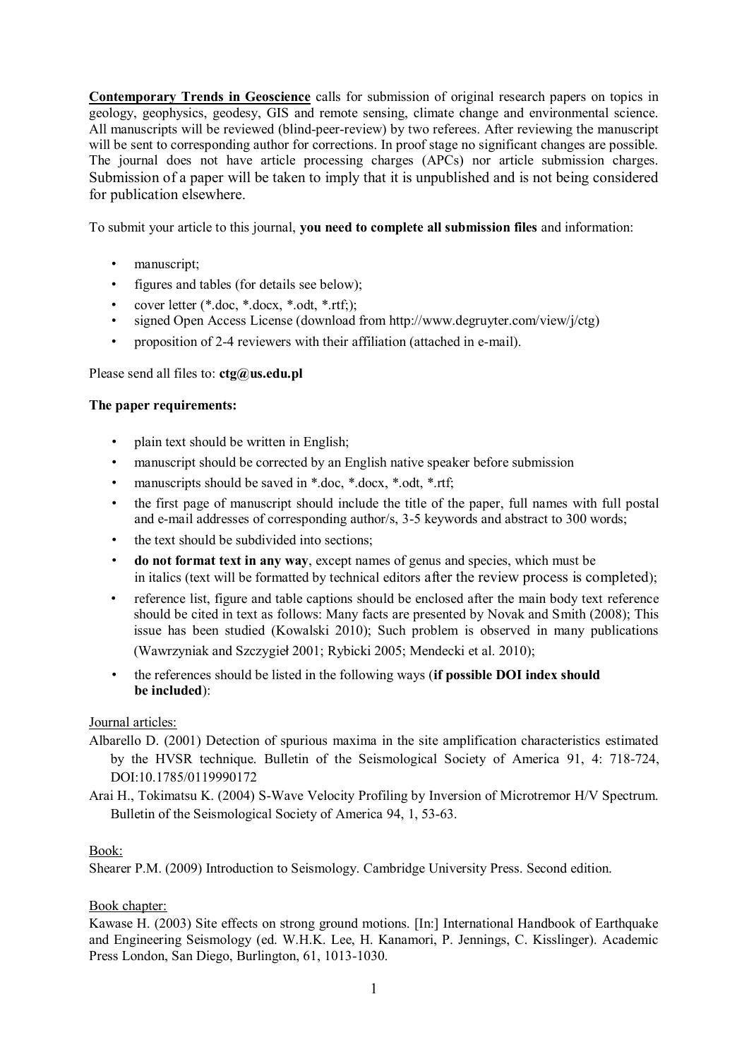**Contemporary Trends in Geoscience** calls for submission of original research papers on topics in geology, geophysics, geodesy, GIS and remote sensing, climate change and environmental science. All manuscripts will be reviewed (blind-peer-review) by two referees. After reviewing the manuscript will be sent to corresponding author for corrections. In proof stage no significant changes are possible. The journal does not have article processing charges (APCs) nor article submission charges. Submission of a paper will be taken to imply that it is unpublished and is not being considered for publication elsewhere.

To submit your article to this journal, **you need to complete all submission files** and information:

- manuscript;
- figures and tables (for details see below);
- cover letter (*.doc, *.docx, *.odt, *.rtf;);
- signed Open Access License (download from http://www.degruyter.com/view/j/ctg)
- proposition of 2-4 reviewers with their affiliation (attached in e-mail).

Please send all files to: **ctg@us.edu.pl**

**The paper requirements:**

- plain text should be written in English;
- manuscript should be corrected by an English native speaker before submission
- manuscripts should be saved in *.doc, *.docx, *.odt, *.rtf;
- the first page of manuscript should include the title of the paper, full names with full postal and e-mail addresses of corresponding author/s, 3-5 keywords and abstract to 300 words;
- the text should be subdivided into sections;
- **do not format text in any way**, except names of genus and species, which must be in italics (text will be formatted by technical editors after the review process is completed);
- reference list, figure and table captions should be enclosed after the main body text reference should be cited in text as follows: Many facts are presented by Novak and Smith (2008); This issue has been studied (Kowalski 2010); Such problem is observed in many publications (Wawrzyniak and Szczygieł 2001; Rybicki 2005; Mendecki et al. 2010);
- the references should be listed in the following ways (**if possible DOI index should be included**):

Journal articles:

Albarello D. (2001) Detection of spurious maxima in the site amplification characteristics estimated by the HVSR technique. Bulletin of the Seismological Society of America 91, 4: 718-724, DOI:10.1785/0119990172

Arai H., Tokimatsu K. (2004) S-Wave Velocity Profiling by Inversion of Microtremor H/V Spectrum. Bulletin of the Seismological Society of America 94, 1, 53-63.

Book:

Shearer P.M. (2009) Introduction to Seismology. Cambridge University Press. Second edition.

Book chapter:

Kawase H. (2003) Site effects on strong ground motions. [In:] International Handbook of Earthquake and Engineering Seismology (ed. W.H.K. Lee, H. Kanamori, P. Jennings, C. Kisslinger). Academic Press London, San Diego, Burlington, 61, 1013-1030.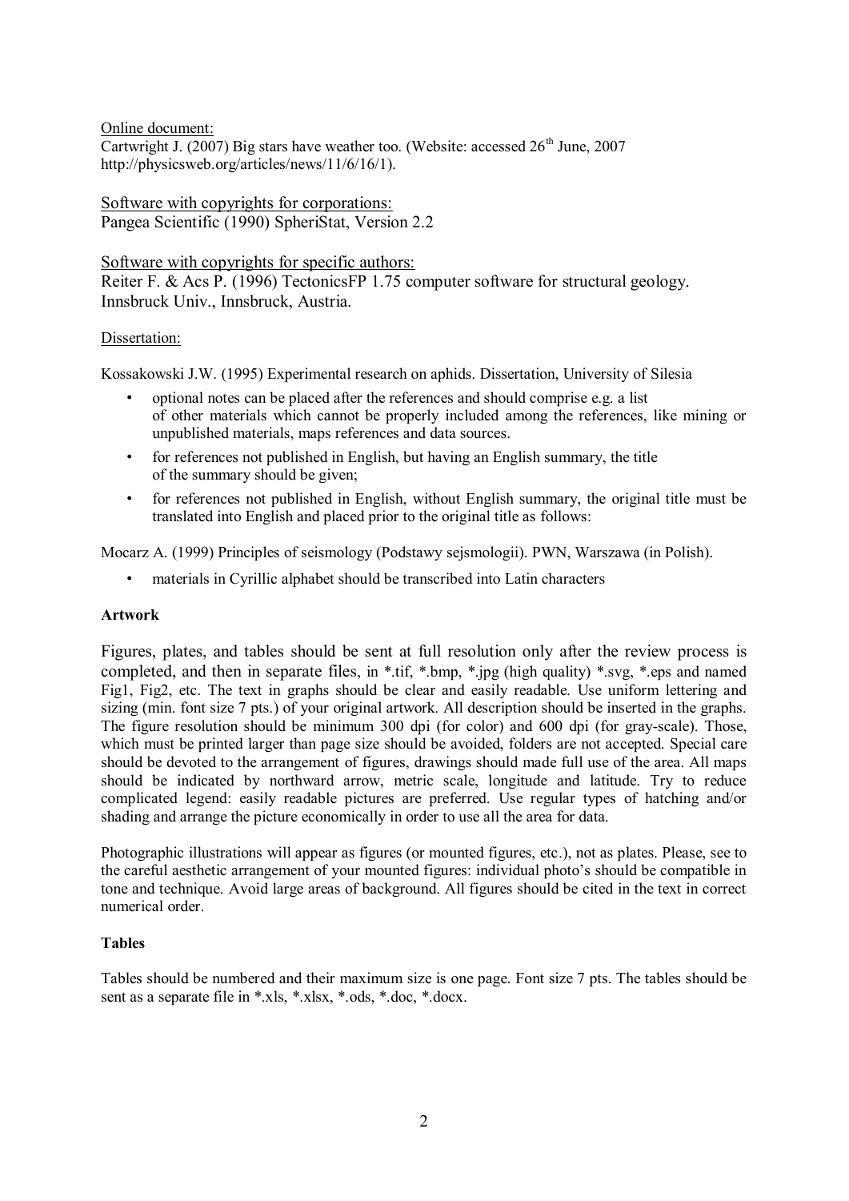Online document:
Cartwright J. (2007) Big stars have weather too. (Website: accessed 26th June, 2007 http://physicsweb.org/articles/news/11/6/16/1).

Software with copyrights for corporations:
Pangea Scientific (1990) SpheriStat, Version 2.2

Software with copyrights for specific authors:
Reiter F. & Acs P. (1996) TectonicsFP 1.75 computer software for structural geology. Innsbruck Univ., Innsbruck, Austria.

Dissertation:

Kossakowski J.W. (1995) Experimental research on aphids. Dissertation, University of Silesia

- optional notes can be placed after the references and should comprise e.g. a list of other materials which cannot be properly included among the references, like mining or unpublished materials, maps references and data sources.
- for references not published in English, but having an English summary, the title of the summary should be given;
- for references not published in English, without English summary, the original title must be translated into English and placed prior to the original title as follows:

Mocarz A. (1999) Principles of seismology (Podstawy sejsmologii). PWN, Warszawa (in Polish).

- materials in Cyrillic alphabet should be transcribed into Latin characters

**Artwork**

Figures, plates, and tables should be sent at full resolution only after the review process is completed, and then in separate files, in *.tif, *.bmp, *.jpg (high quality) *.svg, *.eps and named Fig1, Fig2, etc. The text in graphs should be clear and easily readable. Use uniform lettering and sizing (min. font size 7 pts.) of your original artwork. All description should be inserted in the graphs. The figure resolution should be minimum 300 dpi (for color) and 600 dpi (for gray-scale). Those, which must be printed larger than page size should be avoided, folders are not accepted. Special care should be devoted to the arrangement of figures, drawings should made full use of the area. All maps should be indicated by northward arrow, metric scale, longitude and latitude. Try to reduce complicated legend: easily readable pictures are preferred. Use regular types of hatching and/or shading and arrange the picture economically in order to use all the area for data.

Photographic illustrations will appear as figures (or mounted figures, etc.), not as plates. Please, see to the careful aesthetic arrangement of your mounted figures: individual photo's should be compatible in tone and technique. Avoid large areas of background. All figures should be cited in the text in correct numerical order.

**Tables**

Tables should be numbered and their maximum size is one page. Font size 7 pts. The tables should be sent as a separate file in *.xls, *.xlsx, *.ods, *.doc, *.docx.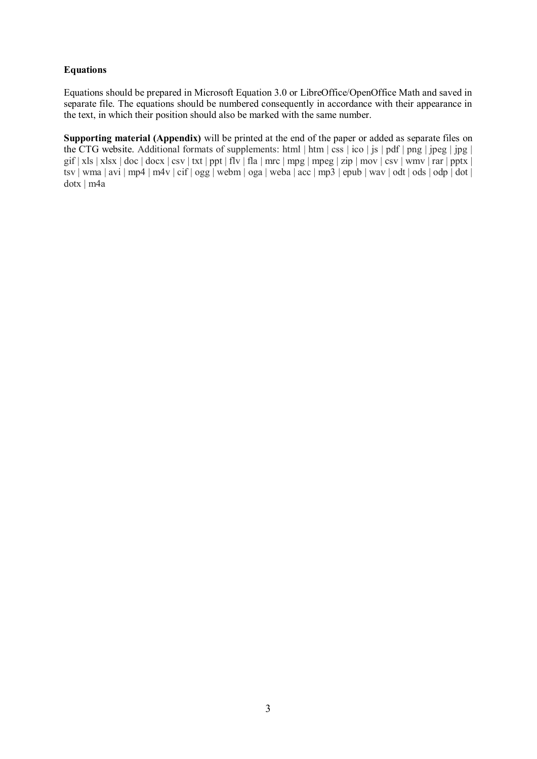**Equations**

Equations should be prepared in Microsoft Equation 3.0 or LibreOffice/OpenOffice Math and saved in separate file. The equations should be numbered consequently in accordance with their appearance in the text, in which their position should also be marked with the same number.

**Supporting material (Appendix)** will be printed at the end of the paper or added as separate files on the CTG website. Additional formats of supplements: html | htm | css | ico | js | pdf | png | jpeg | jpg | gif | xls | xlsx | doc | docx | csv | txt | ppt | flv | fla | mrc | mpg | mpeg | zip | mov | csv | wmv | rar | pptx | tsv | wma | avi | mp4 | m4v | cif | ogg | webm | oga | weba | acc | mp3 | epub | wav | odt | ods | odp | dot | dotx | m4a